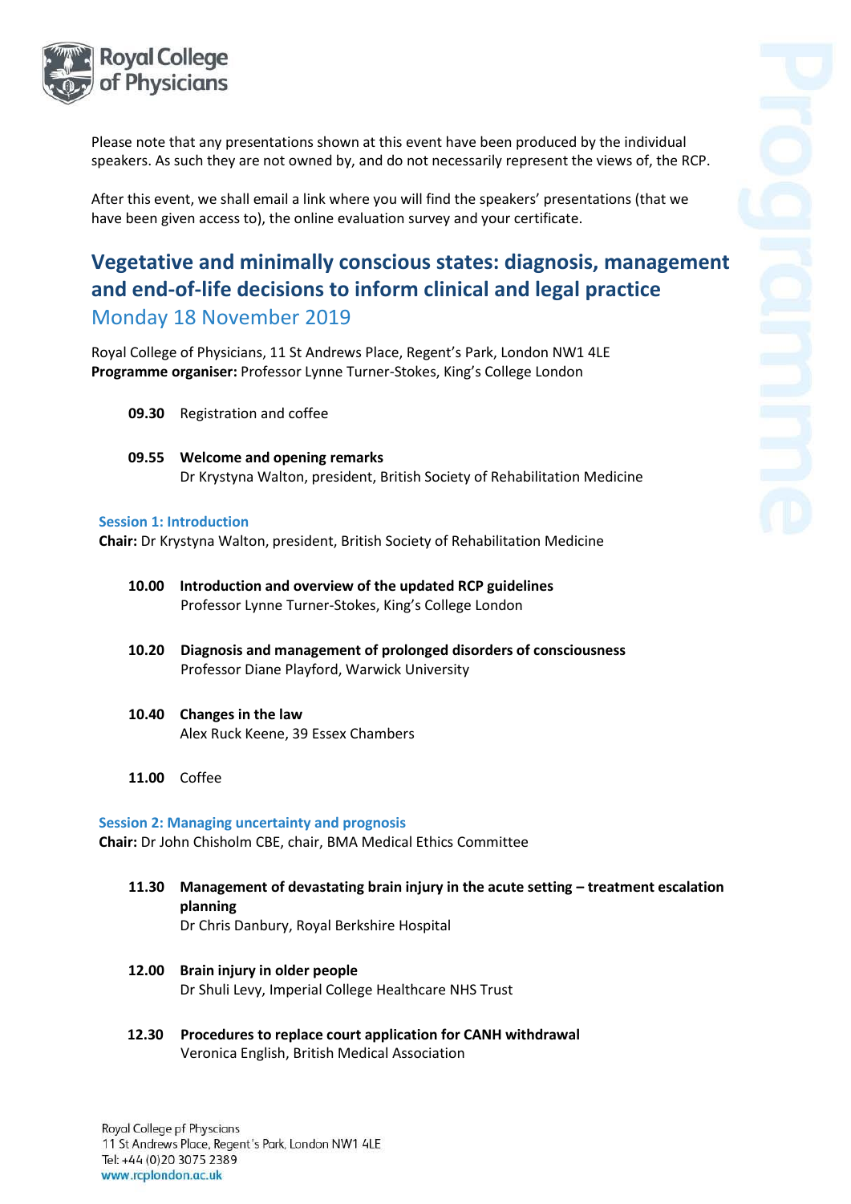Please note that any presentations shown at this event have been produced by the individual speakers. As such they are not owned by, and do not necessarily represent the views of, the RCP.

After this event, we shall email a link where you will find the speakers' presentations (that we have been given access to), the online evaluation survey and your certificate.

# Vegetative and minimally conscious states: diagnosis, management and end-of-life decisions to inform clinical and legal practice

## Monday 18 November 2019

Royal College of Physicians, 11 St Andrews Place, Regent's Park, London NW1 4LE
**Programme organiser:** Professor Lynne Turner-Stokes, King's College London

**09.30** Registration and coffee

**09.55** **Welcome and opening remarks**
Dr Krystyna Walton, president, British Society of Rehabilitation Medicine

### Session 1: Introduction

**Chair:** Dr Krystyna Walton, president, British Society of Rehabilitation Medicine

**10.00** **Introduction and overview of the updated RCP guidelines**
Professor Lynne Turner-Stokes, King's College London

**10.20** **Diagnosis and management of prolonged disorders of consciousness**
Professor Diane Playford, Warwick University

**10.40** **Changes in the law**
Alex Ruck Keene, 39 Essex Chambers

**11.00** Coffee

### Session 2: Managing uncertainty and prognosis

**Chair:** Dr John Chisholm CBE, chair, BMA Medical Ethics Committee

**11.30** **Management of devastating brain injury in the acute setting – treatment escalation planning**
Dr Chris Danbury, Royal Berkshire Hospital

**12.00** **Brain injury in older people**
Dr Shuli Levy, Imperial College Healthcare NHS Trust

**12.30** **Procedures to replace court application for CANH withdrawal**
Veronica English, British Medical Association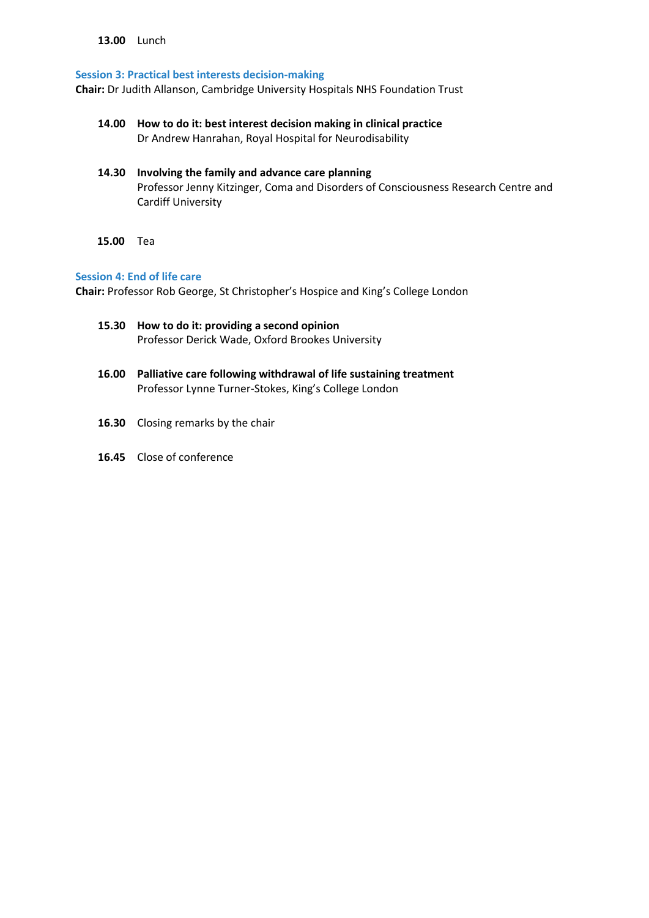**13.00** Lunch

### Session 3: Practical best interests decision-making

**Chair:** Dr Judith Allanson, Cambridge University Hospitals NHS Foundation Trust

**14.00** **How to do it: best interest decision making in clinical practice**
Dr Andrew Hanrahan, Royal Hospital for Neurodisability

**14.30** **Involving the family and advance care planning**
Professor Jenny Kitzinger, Coma and Disorders of Consciousness Research Centre and Cardiff University

**15.00** Tea

### Session 4: End of life care

**Chair:** Professor Rob George, St Christopher's Hospice and King's College London

**15.30** **How to do it: providing a second opinion**
Professor Derick Wade, Oxford Brookes University

**16.00** **Palliative care following withdrawal of life sustaining treatment**
Professor Lynne Turner-Stokes, King's College London

**16.30** Closing remarks by the chair

**16.45** Close of conference